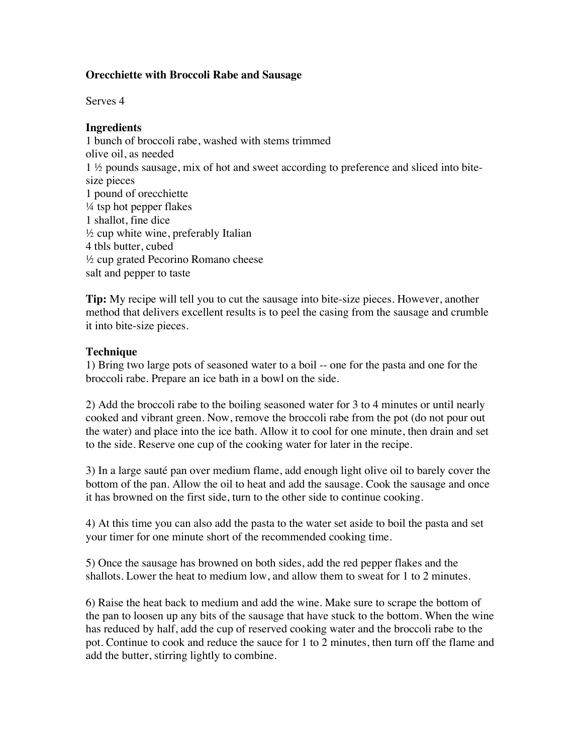# Orecchiette with Broccoli Rabe and Sausage

Serves 4

## Ingredients

1 bunch of broccoli rabe, washed with stems trimmed
olive oil, as needed
1 ½ pounds sausage, mix of hot and sweet according to preference and sliced into bite-size pieces
1 pound of orecchiette
¼ tsp hot pepper flakes
1 shallot, fine dice
½ cup white wine, preferably Italian
4 tbls butter, cubed
½ cup grated Pecorino Romano cheese
salt and pepper to taste

**Tip:** My recipe will tell you to cut the sausage into bite-size pieces. However, another method that delivers excellent results is to peel the casing from the sausage and crumble it into bite-size pieces.

## Technique

1) Bring two large pots of seasoned water to a boil -- one for the pasta and one for the broccoli rabe. Prepare an ice bath in a bowl on the side.

2) Add the broccoli rabe to the boiling seasoned water for 3 to 4 minutes or until nearly cooked and vibrant green. Now, remove the broccoli rabe from the pot (do not pour out the water) and place into the ice bath. Allow it to cool for one minute, then drain and set to the side. Reserve one cup of the cooking water for later in the recipe.

3) In a large sauté pan over medium flame, add enough light olive oil to barely cover the bottom of the pan. Allow the oil to heat and add the sausage. Cook the sausage and once it has browned on the first side, turn to the other side to continue cooking.

4) At this time you can also add the pasta to the water set aside to boil the pasta and set your timer for one minute short of the recommended cooking time.

5) Once the sausage has browned on both sides, add the red pepper flakes and the shallots. Lower the heat to medium low, and allow them to sweat for 1 to 2 minutes.

6) Raise the heat back to medium and add the wine. Make sure to scrape the bottom of the pan to loosen up any bits of the sausage that have stuck to the bottom. When the wine has reduced by half, add the cup of reserved cooking water and the broccoli rabe to the pot. Continue to cook and reduce the sauce for 1 to 2 minutes, then turn off the flame and add the butter, stirring lightly to combine.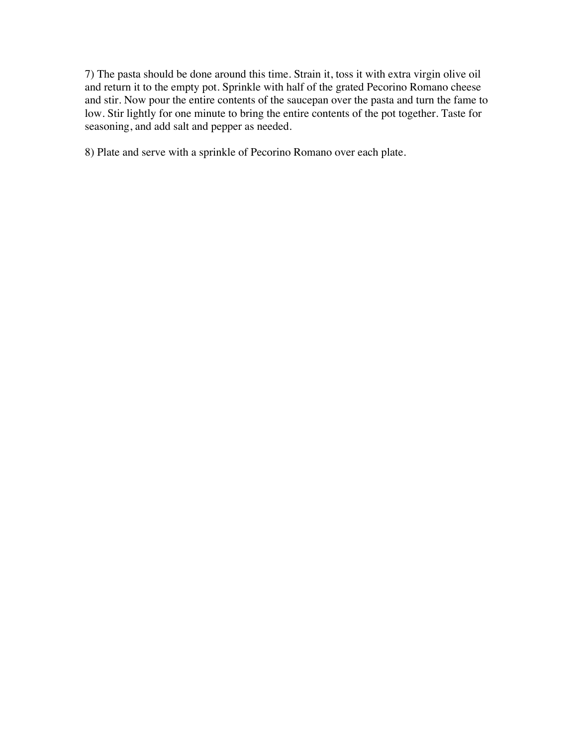7) The pasta should be done around this time. Strain it, toss it with extra virgin olive oil and return it to the empty pot. Sprinkle with half of the grated Pecorino Romano cheese and stir. Now pour the entire contents of the saucepan over the pasta and turn the fame to low. Stir lightly for one minute to bring the entire contents of the pot together. Taste for seasoning, and add salt and pepper as needed.

8) Plate and serve with a sprinkle of Pecorino Romano over each plate.